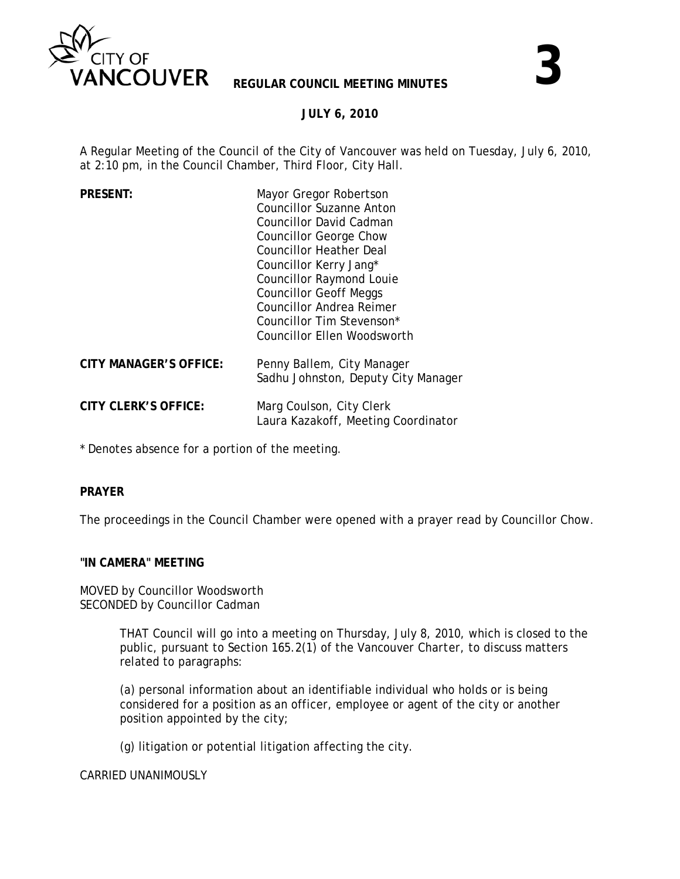# REGULAR COUNCIL MEETING MINUTES

**3**

**JULY 6, 2010**

A Regular Meeting of the Council of the City of Vancouver was held on Tuesday, July 6, 2010, at 2:10 pm, in the Council Chamber, Third Floor, City Hall.

| | |
|---|---|
| **PRESENT:** | Mayor Gregor Robertson<br>Councillor Suzanne Anton<br>Councillor David Cadman<br>Councillor George Chow<br>Councillor Heather Deal<br>Councillor Kerry Jang*<br>Councillor Raymond Louie<br>Councillor Geoff Meggs<br>Councillor Andrea Reimer<br>Councillor Tim Stevenson*<br>Councillor Ellen Woodsworth |
| **CITY MANAGER'S OFFICE:** | Penny Ballem, City Manager<br>Sadhu Johnston, Deputy City Manager |
| **CITY CLERK'S OFFICE:** | Marg Coulson, City Clerk<br>Laura Kazakoff, Meeting Coordinator |

\* Denotes absence for a portion of the meeting.

**PRAYER**

The proceedings in the Council Chamber were opened with a prayer read by Councillor Chow.

**"IN CAMERA" MEETING**

MOVED by Councillor Woodsworth
SECONDED by Councillor Cadman

> THAT Council will go into a meeting on Thursday, July 8, 2010, which is closed to the public, pursuant to Section 165.2(1) of the *Vancouver Charter*, to discuss matters related to paragraphs:
>
> (a) personal information about an identifiable individual who holds or is being considered for a position as an officer, employee or agent of the city or another position appointed by the city;
>
> (g) litigation or potential litigation affecting the city.

CARRIED UNANIMOUSLY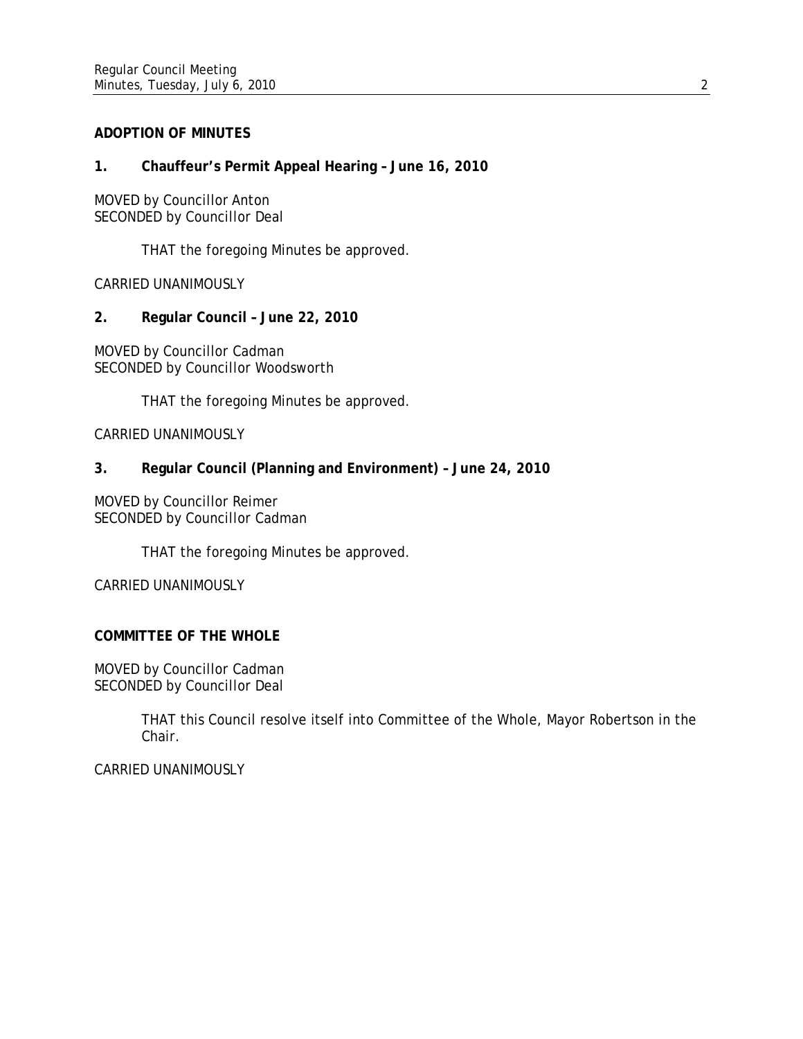**ADOPTION OF MINUTES**

**1. Chauffeur's Permit Appeal Hearing – June 16, 2010**

MOVED by Councillor Anton
SECONDED by Councillor Deal

> THAT the foregoing Minutes be approved.

CARRIED UNANIMOUSLY

**2. Regular Council – June 22, 2010**

MOVED by Councillor Cadman
SECONDED by Councillor Woodsworth

> THAT the foregoing Minutes be approved.

CARRIED UNANIMOUSLY

**3. Regular Council (Planning and Environment) – June 24, 2010**

MOVED by Councillor Reimer
SECONDED by Councillor Cadman

> THAT the foregoing Minutes be approved.

CARRIED UNANIMOUSLY

**COMMITTEE OF THE WHOLE**

MOVED by Councillor Cadman
SECONDED by Councillor Deal

> THAT this Council resolve itself into Committee of the Whole, Mayor Robertson in the Chair.

CARRIED UNANIMOUSLY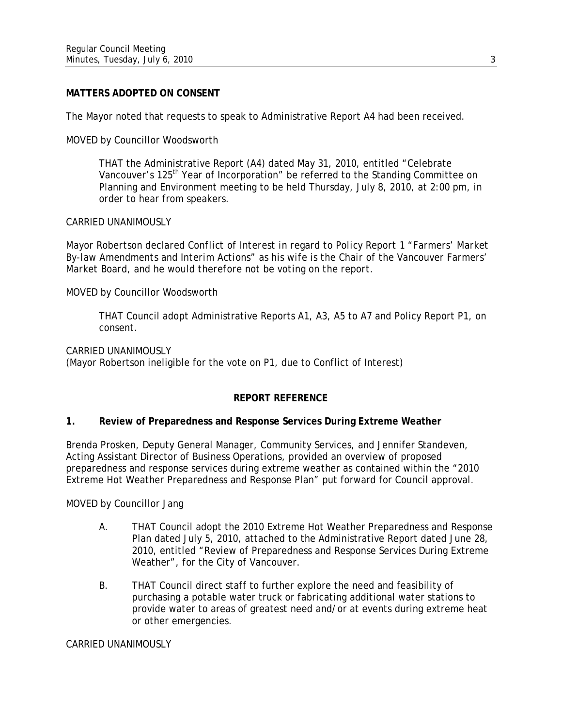**MATTERS ADOPTED ON CONSENT**

The Mayor noted that requests to speak to Administrative Report A4 had been received.

MOVED by Councillor Woodsworth

> THAT the Administrative Report (A4) dated May 31, 2010, entitled "Celebrate Vancouver's 125th Year of Incorporation" be referred to the Standing Committee on Planning and Environment meeting to be held Thursday, July 8, 2010, at 2:00 pm, in order to hear from speakers.

CARRIED UNANIMOUSLY

*Mayor Robertson declared Conflict of Interest in regard to Policy Report 1 "Farmers' Market By-law Amendments and Interim Actions" as his wife is the Chair of the Vancouver Farmers' Market Board, and he would therefore not be voting on the report.*

MOVED by Councillor Woodsworth

> THAT Council adopt Administrative Reports A1, A3, A5 to A7 and Policy Report P1, on consent.

CARRIED UNANIMOUSLY
(Mayor Robertson ineligible for the vote on P1, due to Conflict of Interest)

## REPORT REFERENCE

### 1. Review of Preparedness and Response Services During Extreme Weather

Brenda Prosken, Deputy General Manager, Community Services, and Jennifer Standeven, Acting Assistant Director of Business Operations, provided an overview of proposed preparedness and response services during extreme weather as contained within the "2010 Extreme Hot Weather Preparedness and Response Plan" put forward for Council approval.

MOVED by Councillor Jang

> A. THAT Council adopt the 2010 Extreme Hot Weather Preparedness and Response Plan dated July 5, 2010, attached to the Administrative Report dated June 28, 2010, entitled "Review of Preparedness and Response Services During Extreme Weather", for the City of Vancouver.
>
> B. THAT Council direct staff to further explore the need and feasibility of purchasing a potable water truck or fabricating additional water stations to provide water to areas of greatest need and/or at events during extreme heat or other emergencies.

CARRIED UNANIMOUSLY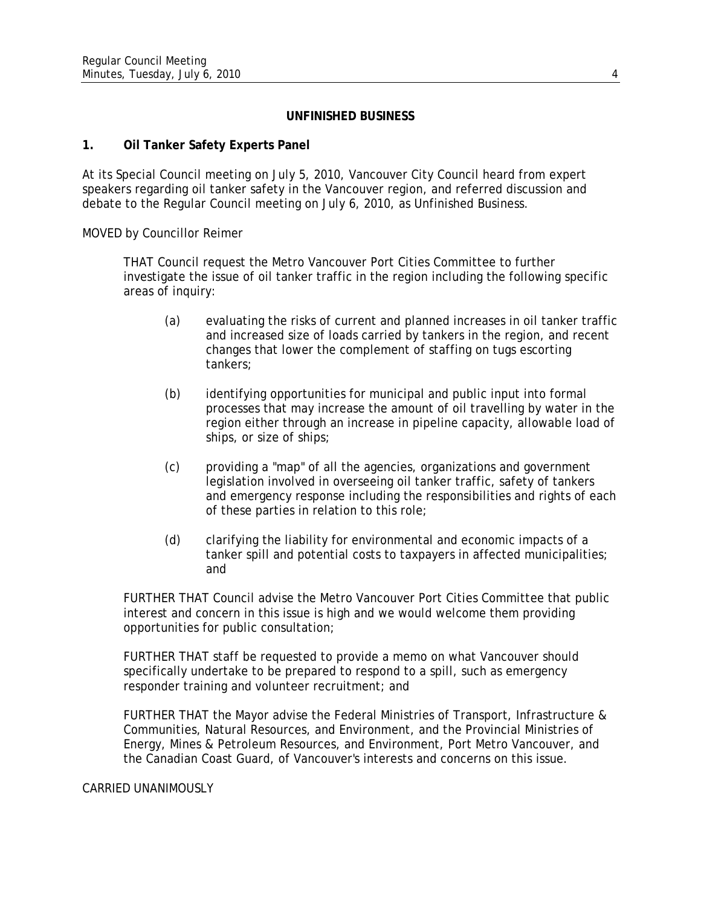## UNFINISHED BUSINESS

### 1. Oil Tanker Safety Experts Panel

At its Special Council meeting on July 5, 2010, Vancouver City Council heard from expert speakers regarding oil tanker safety in the Vancouver region, and referred discussion and debate to the Regular Council meeting on July 6, 2010, as Unfinished Business.

MOVED by Councillor Reimer

> THAT Council request the Metro Vancouver Port Cities Committee to further investigate the issue of oil tanker traffic in the region including the following specific areas of inquiry:
>
> (a) evaluating the risks of current and planned increases in oil tanker traffic and increased size of loads carried by tankers in the region, and recent changes that lower the complement of staffing on tugs escorting tankers;
>
> (b) identifying opportunities for municipal and public input into formal processes that may increase the amount of oil travelling by water in the region either through an increase in pipeline capacity, allowable load of ships, or size of ships;
>
> (c) providing a "map" of all the agencies, organizations and government legislation involved in overseeing oil tanker traffic, safety of tankers and emergency response including the responsibilities and rights of each of these parties in relation to this role;
>
> (d) clarifying the liability for environmental and economic impacts of a tanker spill and potential costs to taxpayers in affected municipalities; and
>
> FURTHER THAT Council advise the Metro Vancouver Port Cities Committee that public interest and concern in this issue is high and we would welcome them providing opportunities for public consultation;
>
> FURTHER THAT staff be requested to provide a memo on what Vancouver should specifically undertake to be prepared to respond to a spill, such as emergency responder training and volunteer recruitment; and
>
> FURTHER THAT the Mayor advise the Federal Ministries of Transport, Infrastructure & Communities, Natural Resources, and Environment, and the Provincial Ministries of Energy, Mines & Petroleum Resources, and Environment, Port Metro Vancouver, and the Canadian Coast Guard, of Vancouver's interests and concerns on this issue.

CARRIED UNANIMOUSLY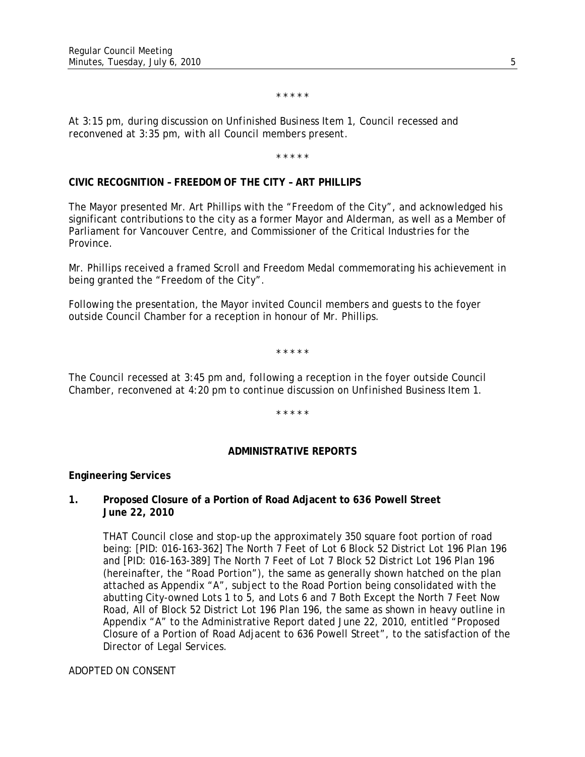\* \* \* \* \*

*At 3:15 pm, during discussion on Unfinished Business Item 1, Council recessed and reconvened at 3:35 pm, with all Council members present.*

\* \* \* \* \*

**CIVIC RECOGNITION – FREEDOM OF THE CITY – ART PHILLIPS**

The Mayor presented Mr. Art Phillips with the "Freedom of the City", and acknowledged his significant contributions to the city as a former Mayor and Alderman, as well as a Member of Parliament for Vancouver Centre, and Commissioner of the Critical Industries for the Province.

Mr. Phillips received a framed Scroll and Freedom Medal commemorating his achievement in being granted the "Freedom of the City".

Following the presentation, the Mayor invited Council members and guests to the foyer outside Council Chamber for a reception in honour of Mr. Phillips.

\* \* \* \* \*

*The Council recessed at 3:45 pm and, following a reception in the foyer outside Council Chamber, reconvened at 4:20 pm to continue discussion on Unfinished Business Item 1.*

\* \* \* \* \*

## ADMINISTRATIVE REPORTS

**Engineering Services**

**1. Proposed Closure of a Portion of Road Adjacent to 636 Powell Street June 22, 2010**

THAT Council close and stop-up the approximately 350 square foot portion of road being: [PID: 016-163-362] The North 7 Feet of Lot 6 Block 52 District Lot 196 Plan 196 and [PID: 016-163-389] The North 7 Feet of Lot 7 Block 52 District Lot 196 Plan 196 (hereinafter, the "Road Portion"), the same as generally shown hatched on the plan attached as Appendix "A", subject to the Road Portion being consolidated with the abutting City-owned Lots 1 to 5, and Lots 6 and 7 Both Except the North 7 Feet Now Road, All of Block 52 District Lot 196 Plan 196, the same as shown in heavy outline in Appendix "A" to the Administrative Report dated June 22, 2010, entitled "Proposed Closure of a Portion of Road Adjacent to 636 Powell Street", to the satisfaction of the Director of Legal Services.

ADOPTED ON CONSENT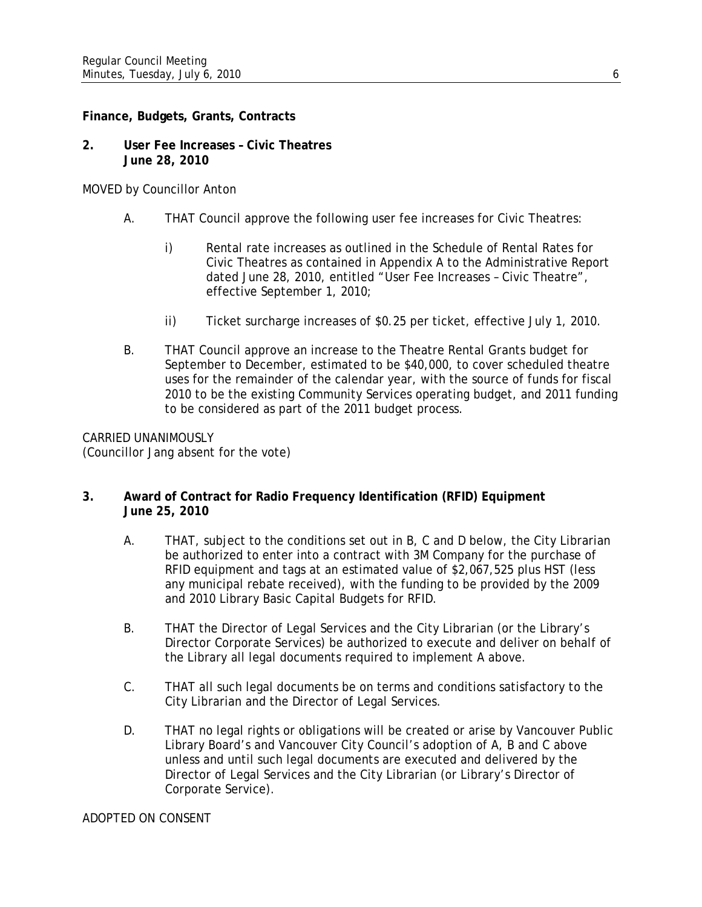**Finance, Budgets, Grants, Contracts**

**2. User Fee Increases – Civic Theatres**
**June 28, 2010**

MOVED by Councillor Anton

A. THAT Council approve the following user fee increases for Civic Theatres:

   i) Rental rate increases as outlined in the Schedule of Rental Rates for Civic Theatres as contained in Appendix A to the Administrative Report dated June 28, 2010, entitled "User Fee Increases – Civic Theatre", effective September 1, 2010;

   ii) Ticket surcharge increases of $0.25 per ticket, effective July 1, 2010.

B. THAT Council approve an increase to the Theatre Rental Grants budget for September to December, estimated to be $40,000, to cover scheduled theatre uses for the remainder of the calendar year, with the source of funds for fiscal 2010 to be the existing Community Services operating budget, and 2011 funding to be considered as part of the 2011 budget process.

CARRIED UNANIMOUSLY
(Councillor Jang absent for the vote)

**3. Award of Contract for Radio Frequency Identification (RFID) Equipment**
**June 25, 2010**

A. THAT, subject to the conditions set out in B, C and D below, the City Librarian be authorized to enter into a contract with 3M Company for the purchase of RFID equipment and tags at an estimated value of $2,067,525 plus HST (less any municipal rebate received), with the funding to be provided by the 2009 and 2010 Library Basic Capital Budgets for RFID.

B. THAT the Director of Legal Services and the City Librarian (or the Library's Director Corporate Services) be authorized to execute and deliver on behalf of the Library all legal documents required to implement A above.

C. THAT all such legal documents be on terms and conditions satisfactory to the City Librarian and the Director of Legal Services.

D. THAT no legal rights or obligations will be created or arise by Vancouver Public Library Board's and Vancouver City Council's adoption of A, B and C above unless and until such legal documents are executed and delivered by the Director of Legal Services and the City Librarian (or Library's Director of Corporate Service).

ADOPTED ON CONSENT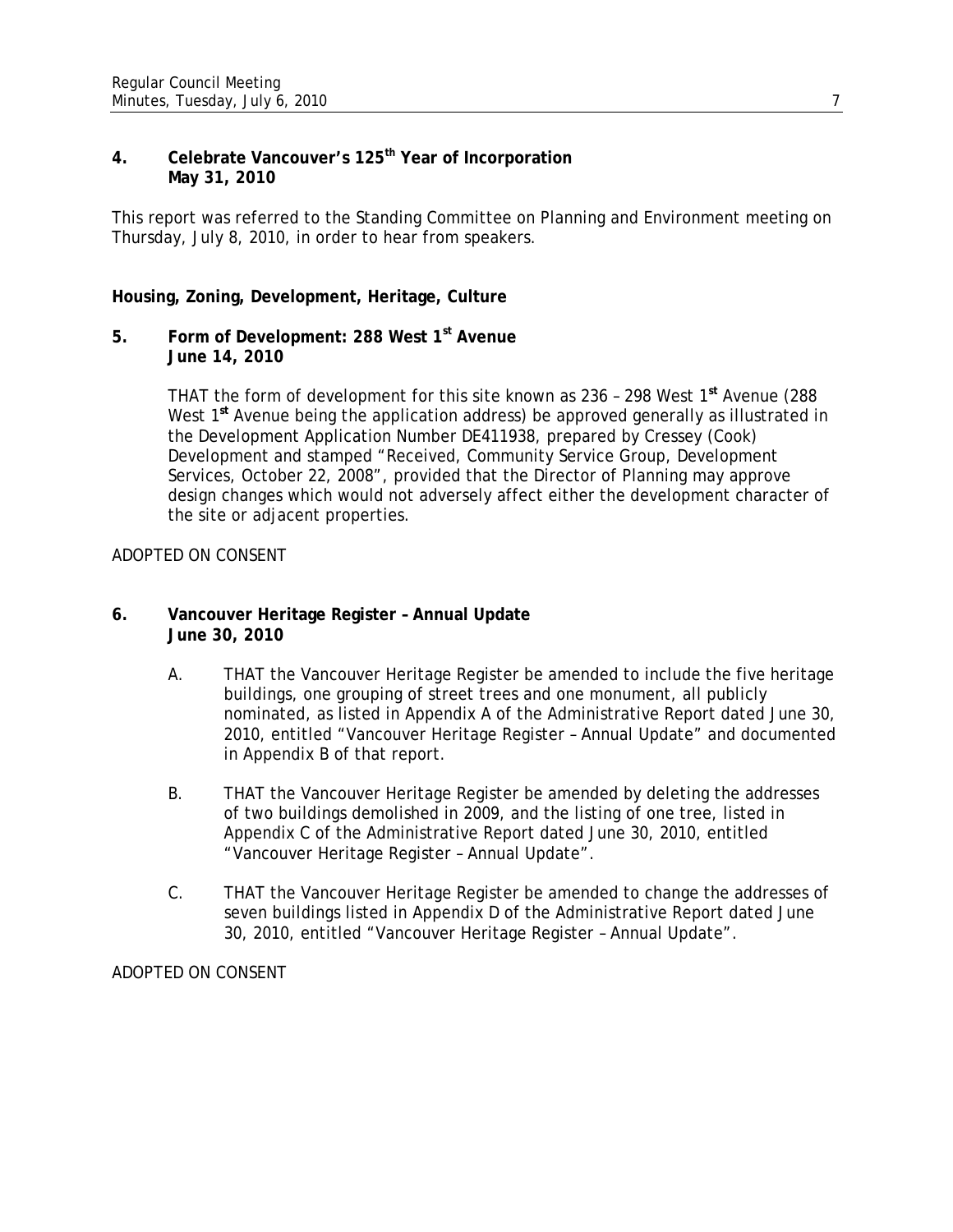**4. Celebrate Vancouver's 125th Year of Incorporation
May 31, 2010**

This report was referred to the Standing Committee on Planning and Environment meeting on Thursday, July 8, 2010, in order to hear from speakers.

**Housing, Zoning, Development, Heritage, Culture**

**5. Form of Development: 288 West 1st Avenue
June 14, 2010**

THAT the form of development for this site known as 236 – 298 West 1**st** Avenue (288 West 1**st** Avenue being the application address) be approved generally as illustrated in the Development Application Number DE411938, prepared by Cressey (Cook) Development and stamped "Received, Community Service Group, Development Services, October 22, 2008", provided that the Director of Planning may approve design changes which would not adversely affect either the development character of the site or adjacent properties.

ADOPTED ON CONSENT

**6. Vancouver Heritage Register – Annual Update
June 30, 2010**

A. THAT the Vancouver Heritage Register be amended to include the five heritage buildings, one grouping of street trees and one monument, all publicly nominated, as listed in Appendix A of the Administrative Report dated June 30, 2010, entitled "Vancouver Heritage Register – Annual Update" and documented in Appendix B of that report.

B. THAT the Vancouver Heritage Register be amended by deleting the addresses of two buildings demolished in 2009, and the listing of one tree, listed in Appendix C of the Administrative Report dated June 30, 2010, entitled "Vancouver Heritage Register – Annual Update".

C. THAT the Vancouver Heritage Register be amended to change the addresses of seven buildings listed in Appendix D of the Administrative Report dated June 30, 2010, entitled "Vancouver Heritage Register – Annual Update".

ADOPTED ON CONSENT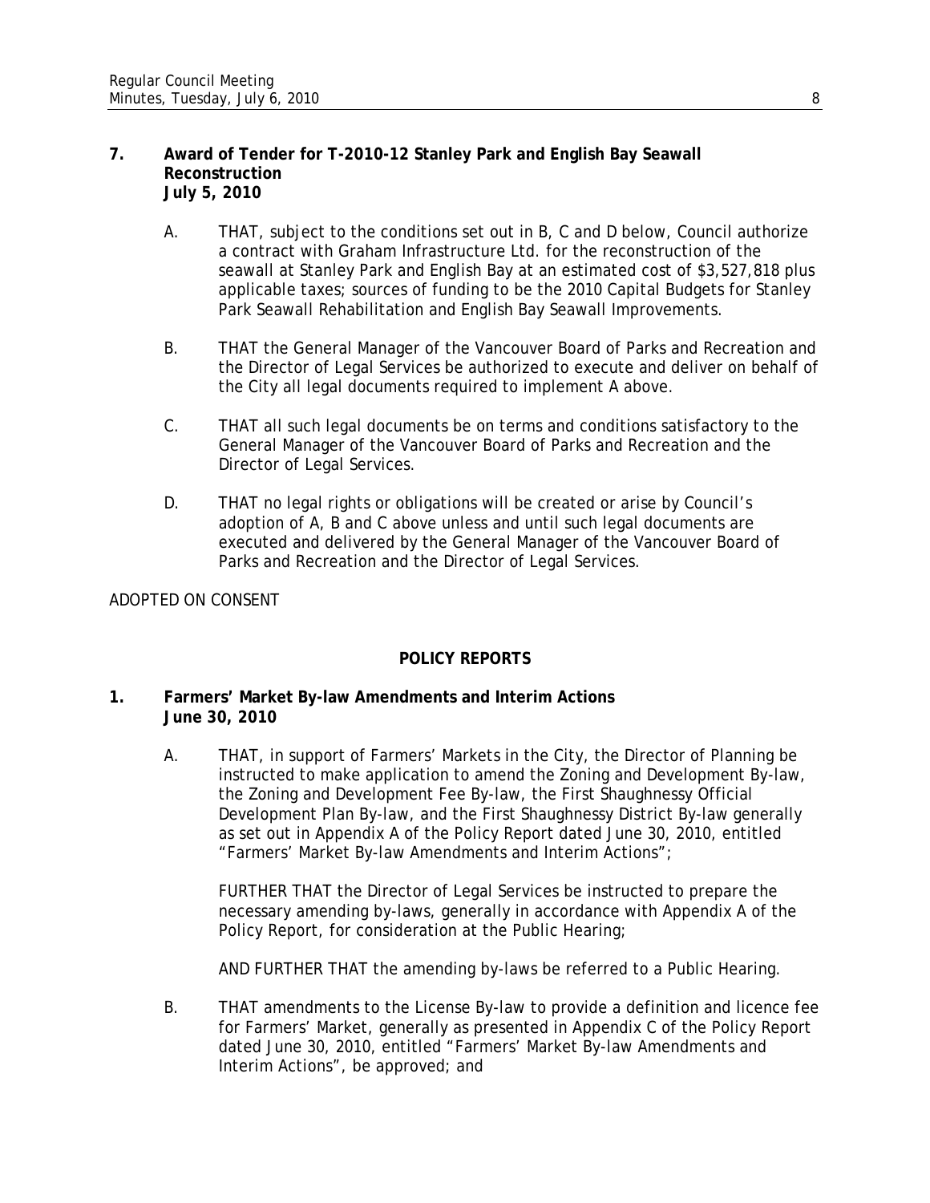**7. Award of Tender for T-2010-12 Stanley Park and English Bay Seawall Reconstruction July 5, 2010**

A. THAT, subject to the conditions set out in B, C and D below, Council authorize a contract with Graham Infrastructure Ltd. for the reconstruction of the seawall at Stanley Park and English Bay at an estimated cost of $3,527,818 plus applicable taxes; sources of funding to be the 2010 Capital Budgets for Stanley Park Seawall Rehabilitation and English Bay Seawall Improvements.

B. THAT the General Manager of the Vancouver Board of Parks and Recreation and the Director of Legal Services be authorized to execute and deliver on behalf of the City all legal documents required to implement A above.

C. THAT all such legal documents be on terms and conditions satisfactory to the General Manager of the Vancouver Board of Parks and Recreation and the Director of Legal Services.

D. THAT no legal rights or obligations will be created or arise by Council's adoption of A, B and C above unless and until such legal documents are executed and delivered by the General Manager of the Vancouver Board of Parks and Recreation and the Director of Legal Services.

ADOPTED ON CONSENT

**POLICY REPORTS**

**1. Farmers' Market By-law Amendments and Interim Actions June 30, 2010**

A. THAT, in support of Farmers' Markets in the City, the Director of Planning be instructed to make application to amend the Zoning and Development By-law, the Zoning and Development Fee By-law, the First Shaughnessy Official Development Plan By-law, and the First Shaughnessy District By-law generally as set out in Appendix A of the Policy Report dated June 30, 2010, entitled "Farmers' Market By-law Amendments and Interim Actions";

FURTHER THAT the Director of Legal Services be instructed to prepare the necessary amending by-laws, generally in accordance with Appendix A of the Policy Report, for consideration at the Public Hearing;

AND FURTHER THAT the amending by-laws be referred to a Public Hearing.

B. THAT amendments to the License By-law to provide a definition and licence fee for Farmers' Market, generally as presented in Appendix C of the Policy Report dated June 30, 2010, entitled "Farmers' Market By-law Amendments and Interim Actions", be approved; and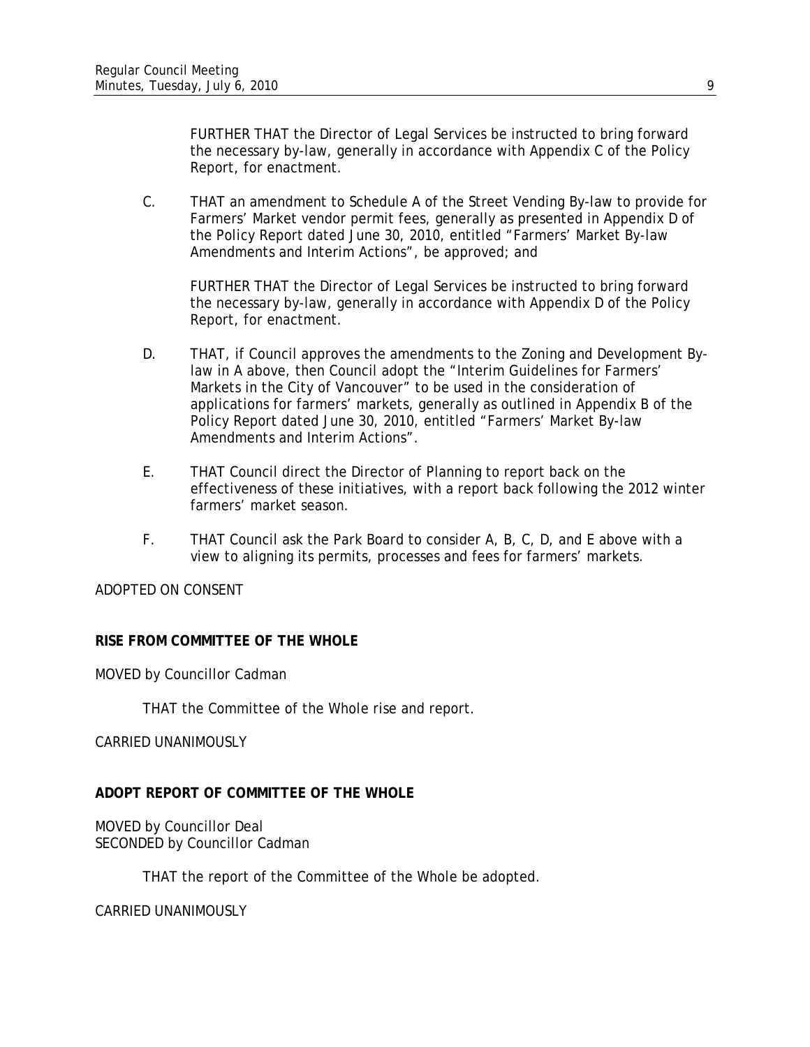FURTHER THAT the Director of Legal Services be instructed to bring forward the necessary by-law, generally in accordance with Appendix C of the Policy Report, for enactment.

C. THAT an amendment to Schedule A of the Street Vending By-law to provide for Farmers' Market vendor permit fees, generally as presented in Appendix D of the Policy Report dated June 30, 2010, entitled "Farmers' Market By-law Amendments and Interim Actions", be approved; and

FURTHER THAT the Director of Legal Services be instructed to bring forward the necessary by-law, generally in accordance with Appendix D of the Policy Report, for enactment.

D. THAT, if Council approves the amendments to the Zoning and Development By-law in A above, then Council adopt the "Interim Guidelines for Farmers' Markets in the City of Vancouver" to be used in the consideration of applications for farmers' markets, generally as outlined in Appendix B of the Policy Report dated June 30, 2010, entitled "Farmers' Market By-law Amendments and Interim Actions".

E. THAT Council direct the Director of Planning to report back on the effectiveness of these initiatives, with a report back following the 2012 winter farmers' market season.

F. THAT Council ask the Park Board to consider A, B, C, D, and E above with a view to aligning its permits, processes and fees for farmers' markets.

ADOPTED ON CONSENT

**RISE FROM COMMITTEE OF THE WHOLE**

MOVED by Councillor Cadman

THAT the Committee of the Whole rise and report.

CARRIED UNANIMOUSLY

**ADOPT REPORT OF COMMITTEE OF THE WHOLE**

MOVED by Councillor Deal
SECONDED by Councillor Cadman

THAT the report of the Committee of the Whole be adopted.

CARRIED UNANIMOUSLY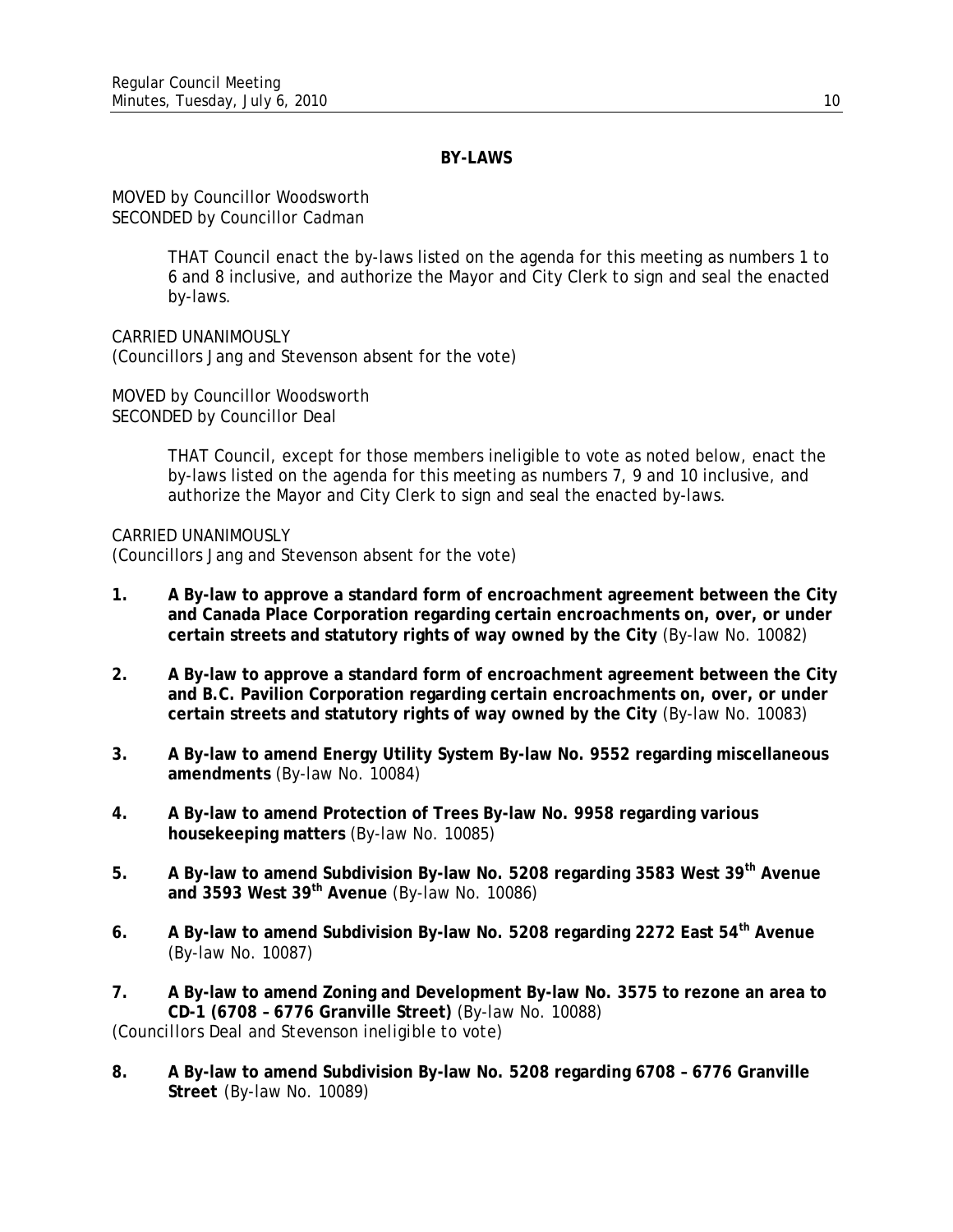## BY-LAWS

MOVED by Councillor Woodsworth
SECONDED by Councillor Cadman

> THAT Council enact the by-laws listed on the agenda for this meeting as numbers 1 to 6 and 8 inclusive, and authorize the Mayor and City Clerk to sign and seal the enacted by-laws.

CARRIED UNANIMOUSLY
(Councillors Jang and Stevenson absent for the vote)

MOVED by Councillor Woodsworth
SECONDED by Councillor Deal

> THAT Council, except for those members ineligible to vote as noted below, enact the by-laws listed on the agenda for this meeting as numbers 7, 9 and 10 inclusive, and authorize the Mayor and City Clerk to sign and seal the enacted by-laws.

CARRIED UNANIMOUSLY
(Councillors Jang and Stevenson absent for the vote)

1. **A By-law to approve a standard form of encroachment agreement between the City and Canada Place Corporation regarding certain encroachments on, over, or under certain streets and statutory rights of way owned by the City** (By-law No. 10082)

2. **A By-law to approve a standard form of encroachment agreement between the City and B.C. Pavilion Corporation regarding certain encroachments on, over, or under certain streets and statutory rights of way owned by the City** (By-law No. 10083)

3. **A By-law to amend Energy Utility System By-law No. 9552 regarding miscellaneous amendments** (By-law No. 10084)

4. **A By-law to amend Protection of Trees By-law No. 9958 regarding various housekeeping matters** (By-law No. 10085)

5. **A By-law to amend Subdivision By-law No. 5208 regarding 3583 West 39th Avenue and 3593 West 39th Avenue** (By-law No. 10086)

6. **A By-law to amend Subdivision By-law No. 5208 regarding 2272 East 54th Avenue** (By-law No. 10087)

7. **A By-law to amend Zoning and Development By-law No. 3575 to rezone an area to CD-1 (6708 – 6776 Granville Street)** (By-law No. 10088)
(Councillors Deal and Stevenson ineligible to vote)

8. **A By-law to amend Subdivision By-law No. 5208 regarding 6708 – 6776 Granville Street** (By-law No. 10089)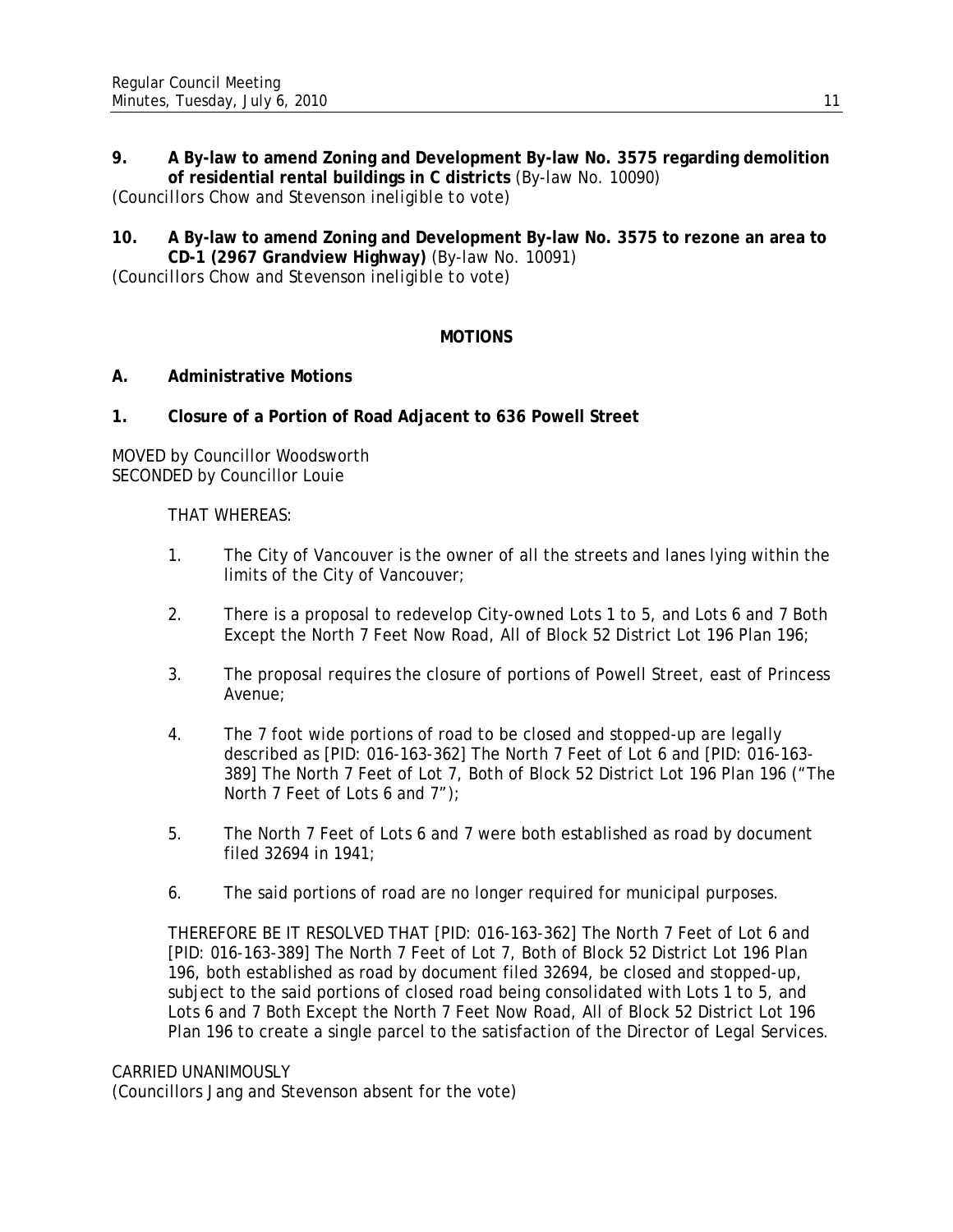**9. A By-law to amend Zoning and Development By-law No. 3575 regarding demolition of residential rental buildings in C districts** (By-law No. 10090)
*(Councillors Chow and Stevenson ineligible to vote)*

**10. A By-law to amend Zoning and Development By-law No. 3575 to rezone an area to CD-1 (2967 Grandview Highway)** (By-law No. 10091)
*(Councillors Chow and Stevenson ineligible to vote)*

## MOTIONS

### A. Administrative Motions

### 1. Closure of a Portion of Road Adjacent to 636 Powell Street

MOVED by Councillor Woodsworth
SECONDED by Councillor Louie

THAT WHEREAS:

1. The City of Vancouver is the owner of all the streets and lanes lying within the limits of the City of Vancouver;
2. There is a proposal to redevelop City-owned Lots 1 to 5, and Lots 6 and 7 Both Except the North 7 Feet Now Road, All of Block 52 District Lot 196 Plan 196;
3. The proposal requires the closure of portions of Powell Street, east of Princess Avenue;
4. The 7 foot wide portions of road to be closed and stopped-up are legally described as [PID: 016-163-362] The North 7 Feet of Lot 6 and [PID: 016-163-389] The North 7 Feet of Lot 7, Both of Block 52 District Lot 196 Plan 196 ("The North 7 Feet of Lots 6 and 7");
5. The North 7 Feet of Lots 6 and 7 were both established as road by document filed 32694 in 1941;
6. The said portions of road are no longer required for municipal purposes.

THEREFORE BE IT RESOLVED THAT [PID: 016-163-362] The North 7 Feet of Lot 6 and [PID: 016-163-389] The North 7 Feet of Lot 7, Both of Block 52 District Lot 196 Plan 196, both established as road by document filed 32694, be closed and stopped-up, subject to the said portions of closed road being consolidated with Lots 1 to 5, and Lots 6 and 7 Both Except the North 7 Feet Now Road, All of Block 52 District Lot 196 Plan 196 to create a single parcel to the satisfaction of the Director of Legal Services.

CARRIED UNANIMOUSLY
(Councillors Jang and Stevenson absent for the vote)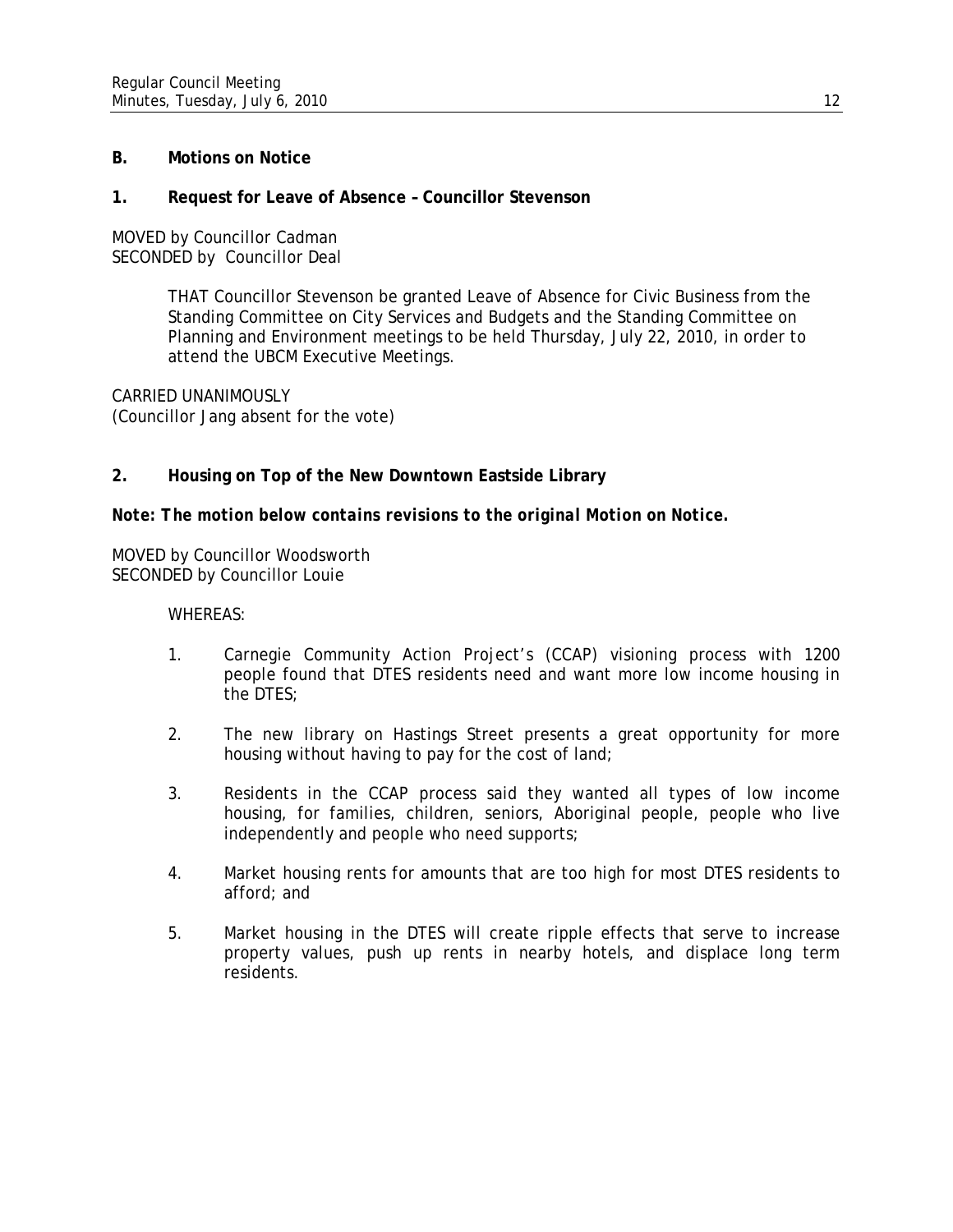## B. Motions on Notice

### 1. Request for Leave of Absence – Councillor Stevenson

MOVED by Councillor Cadman
SECONDED by Councillor Deal

> THAT Councillor Stevenson be granted Leave of Absence for Civic Business from the Standing Committee on City Services and Budgets and the Standing Committee on Planning and Environment meetings to be held Thursday, July 22, 2010, in order to attend the UBCM Executive Meetings.

CARRIED UNANIMOUSLY
(Councillor Jang absent for the vote)

### 2. Housing on Top of the New Downtown Eastside Library

***Note: The motion below contains revisions to the original Motion on Notice.***

MOVED by Councillor Woodsworth
SECONDED by Councillor Louie

WHEREAS:

1. Carnegie Community Action Project's (CCAP) visioning process with 1200 people found that DTES residents need and want more low income housing in the DTES;

2. The new library on Hastings Street presents a great opportunity for more housing without having to pay for the cost of land;

3. Residents in the CCAP process said they wanted all types of low income housing, for families, children, seniors, Aboriginal people, people who live independently and people who need supports;

4. Market housing rents for amounts that are too high for most DTES residents to afford; and

5. Market housing in the DTES will create ripple effects that serve to increase property values, push up rents in nearby hotels, and displace long term residents.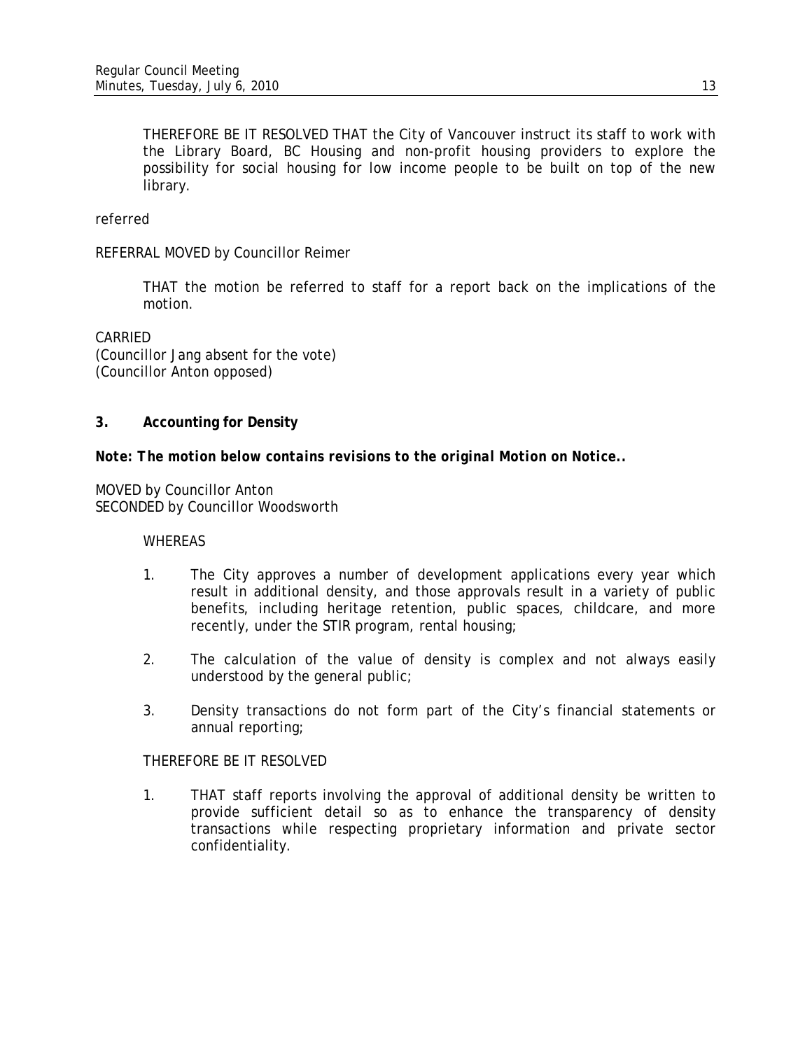THEREFORE BE IT RESOLVED THAT the City of Vancouver instruct its staff to work with the Library Board, BC Housing and non-profit housing providers to explore the possibility for social housing for low income people to be built on top of the new library.

referred

REFERRAL MOVED by Councillor Reimer

THAT the motion be referred to staff for a report back on the implications of the motion.

CARRIED
(Councillor Jang absent for the vote)
(Councillor Anton opposed)

### 3. Accounting for Density

***Note: The motion below contains revisions to the original Motion on Notice..***

MOVED by Councillor Anton
SECONDED by Councillor Woodsworth

WHEREAS

1. The City approves a number of development applications every year which result in additional density, and those approvals result in a variety of public benefits, including heritage retention, public spaces, childcare, and more recently, under the STIR program, rental housing;

2. The calculation of the value of density is complex and not always easily understood by the general public;

3. Density transactions do not form part of the City's financial statements or annual reporting;

THEREFORE BE IT RESOLVED

1. THAT staff reports involving the approval of additional density be written to provide sufficient detail so as to enhance the transparency of density transactions while respecting proprietary information and private sector confidentiality.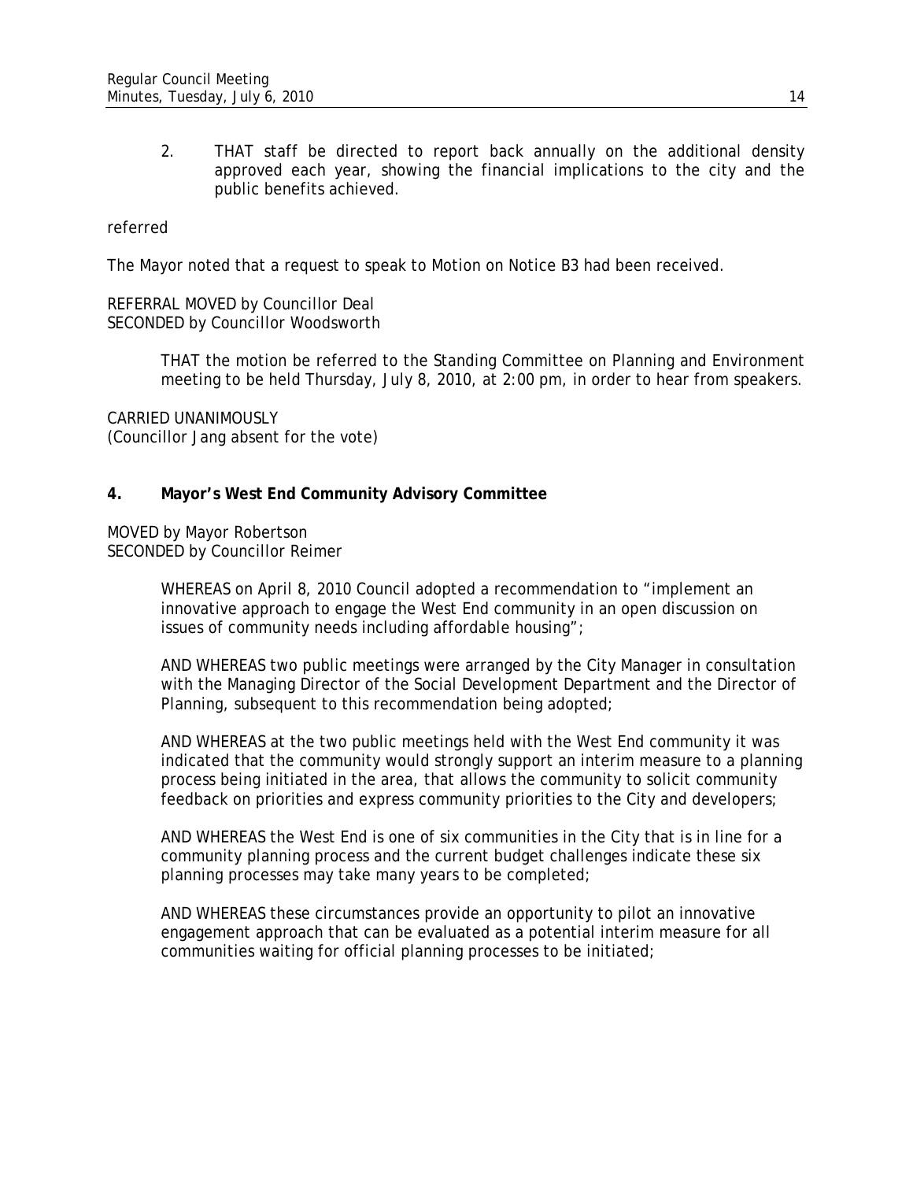2. THAT staff be directed to report back annually on the additional density approved each year, showing the financial implications to the city and the public benefits achieved.

referred

The Mayor noted that a request to speak to Motion on Notice B3 had been received.

REFERRAL MOVED by Councillor Deal
SECONDED by Councillor Woodsworth

> THAT the motion be referred to the Standing Committee on Planning and Environment meeting to be held Thursday, July 8, 2010, at 2:00 pm, in order to hear from speakers.

CARRIED UNANIMOUSLY
(Councillor Jang absent for the vote)

**4. Mayor's West End Community Advisory Committee**

MOVED by Mayor Robertson
SECONDED by Councillor Reimer

> WHEREAS on April 8, 2010 Council adopted a recommendation to "implement an innovative approach to engage the West End community in an open discussion on issues of community needs including affordable housing";
>
> AND WHEREAS two public meetings were arranged by the City Manager in consultation with the Managing Director of the Social Development Department and the Director of Planning, subsequent to this recommendation being adopted;
>
> AND WHEREAS at the two public meetings held with the West End community it was indicated that the community would strongly support an interim measure to a planning process being initiated in the area, that allows the community to solicit community feedback on priorities and express community priorities to the City and developers;
>
> AND WHEREAS the West End is one of six communities in the City that is in line for a community planning process and the current budget challenges indicate these six planning processes may take many years to be completed;
>
> AND WHEREAS these circumstances provide an opportunity to pilot an innovative engagement approach that can be evaluated as a potential interim measure for all communities waiting for official planning processes to be initiated;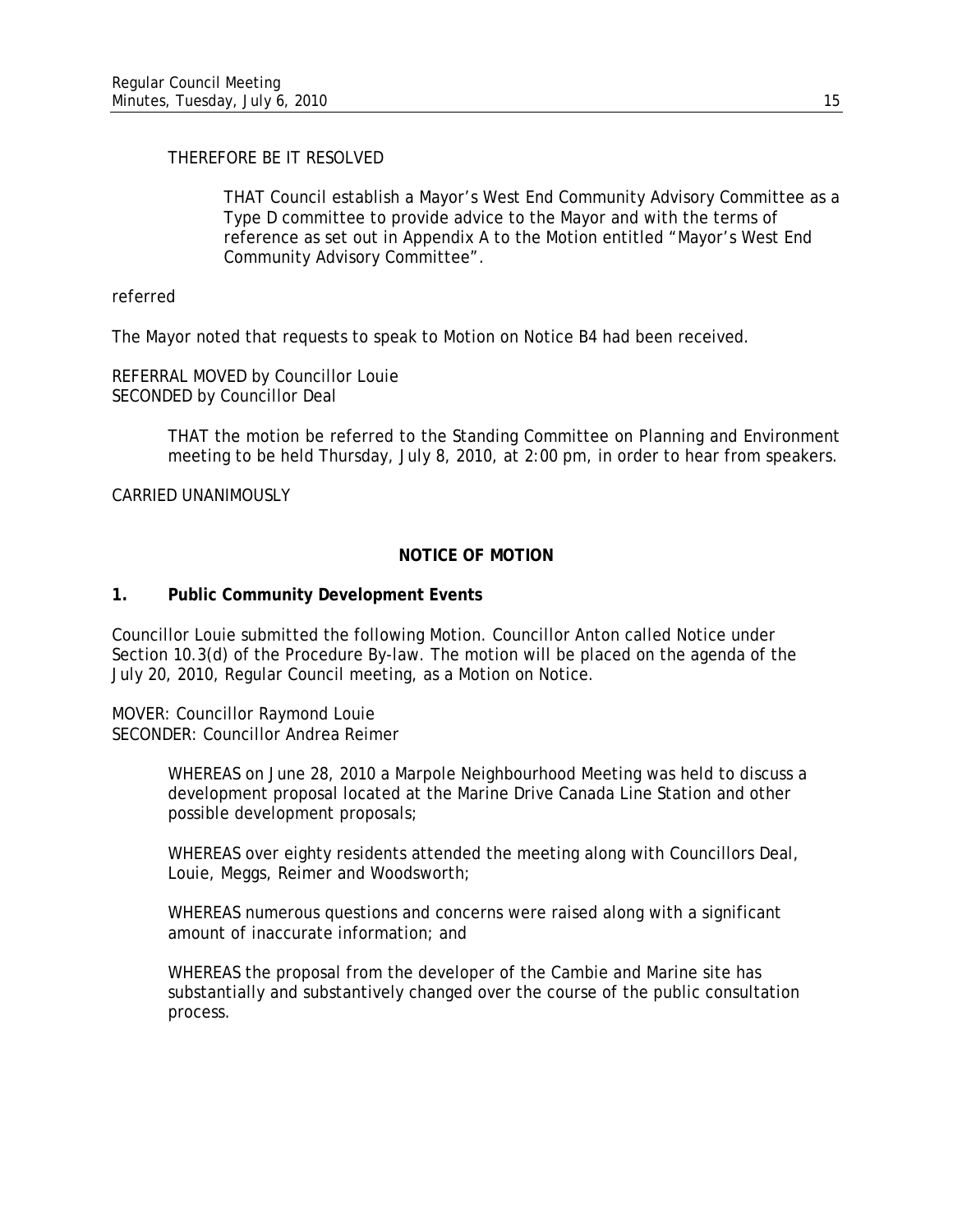THEREFORE BE IT RESOLVED

> THAT Council establish a Mayor's West End Community Advisory Committee as a Type D committee to provide advice to the Mayor and with the terms of reference as set out in Appendix A to the Motion entitled "Mayor's West End Community Advisory Committee".

referred

The Mayor noted that requests to speak to Motion on Notice B4 had been received.

REFERRAL MOVED by Councillor Louie
SECONDED by Councillor Deal

> THAT the motion be referred to the Standing Committee on Planning and Environment meeting to be held Thursday, July 8, 2010, at 2:00 pm, in order to hear from speakers.

CARRIED UNANIMOUSLY

## NOTICE OF MOTION

### 1. Public Community Development Events

Councillor Louie submitted the following Motion. Councillor Anton called Notice under Section 10.3(d) of the Procedure By-law. The motion will be placed on the agenda of the July 20, 2010, Regular Council meeting, as a Motion on Notice.

MOVER: Councillor Raymond Louie
SECONDER: Councillor Andrea Reimer

> WHEREAS on June 28, 2010 a Marpole Neighbourhood Meeting was held to discuss a development proposal located at the Marine Drive Canada Line Station and other possible development proposals;
>
> WHEREAS over eighty residents attended the meeting along with Councillors Deal, Louie, Meggs, Reimer and Woodsworth;
>
> WHEREAS numerous questions and concerns were raised along with a significant amount of inaccurate information; and
>
> WHEREAS the proposal from the developer of the Cambie and Marine site has substantially and substantively changed over the course of the public consultation process.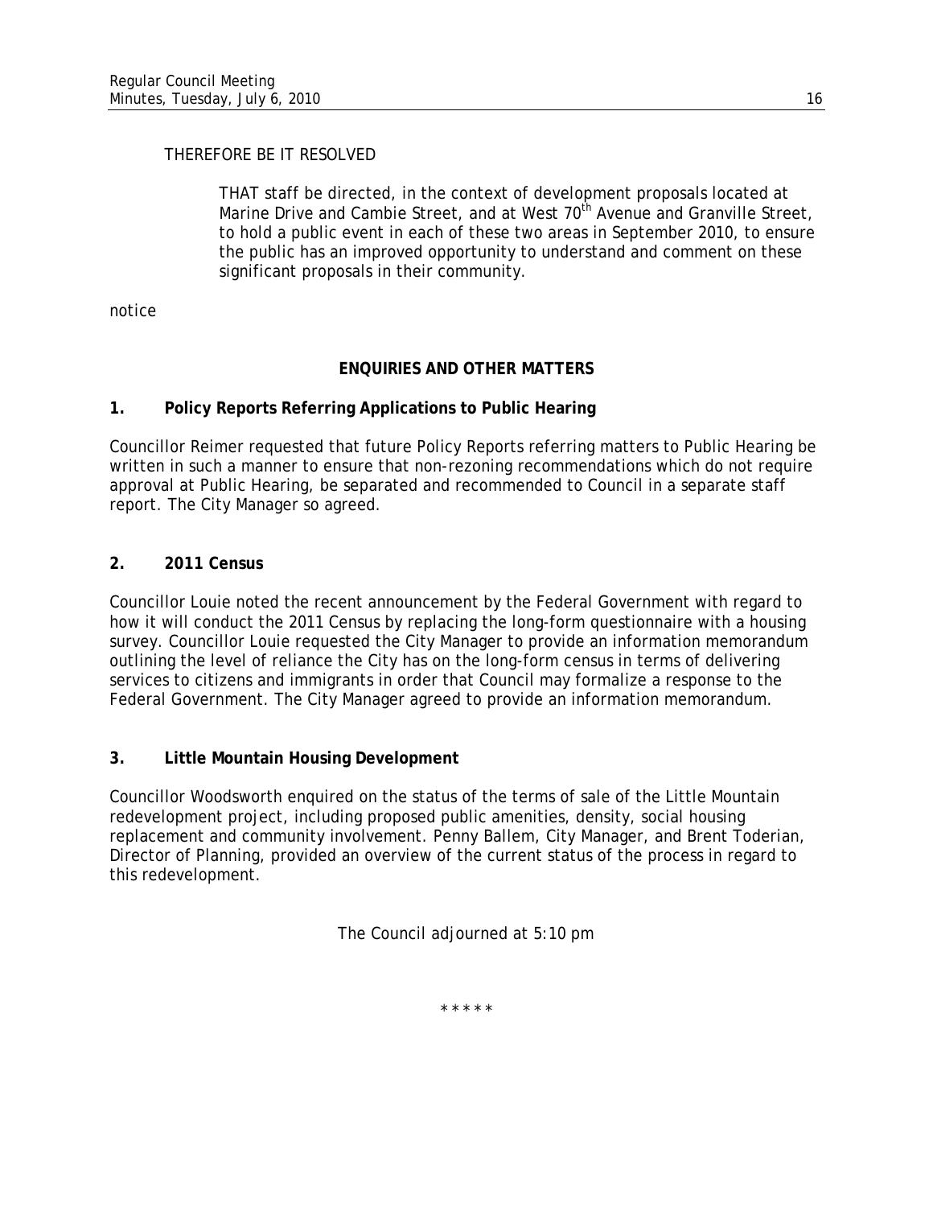THEREFORE BE IT RESOLVED

> THAT staff be directed, in the context of development proposals located at Marine Drive and Cambie Street, and at West 70th Avenue and Granville Street, to hold a public event in each of these two areas in September 2010, to ensure the public has an improved opportunity to understand and comment on these significant proposals in their community.

notice

## ENQUIRIES AND OTHER MATTERS

### 1. Policy Reports Referring Applications to Public Hearing

Councillor Reimer requested that future Policy Reports referring matters to Public Hearing be written in such a manner to ensure that non-rezoning recommendations which do not require approval at Public Hearing, be separated and recommended to Council in a separate staff report. The City Manager so agreed.

### 2. 2011 Census

Councillor Louie noted the recent announcement by the Federal Government with regard to how it will conduct the 2011 Census by replacing the long-form questionnaire with a housing survey. Councillor Louie requested the City Manager to provide an information memorandum outlining the level of reliance the City has on the long-form census in terms of delivering services to citizens and immigrants in order that Council may formalize a response to the Federal Government. The City Manager agreed to provide an information memorandum.

### 3. Little Mountain Housing Development

Councillor Woodsworth enquired on the status of the terms of sale of the Little Mountain redevelopment project, including proposed public amenities, density, social housing replacement and community involvement. Penny Ballem, City Manager, and Brent Toderian, Director of Planning, provided an overview of the current status of the process in regard to this redevelopment.

The Council adjourned at 5:10 pm

\* \* \* \* \*